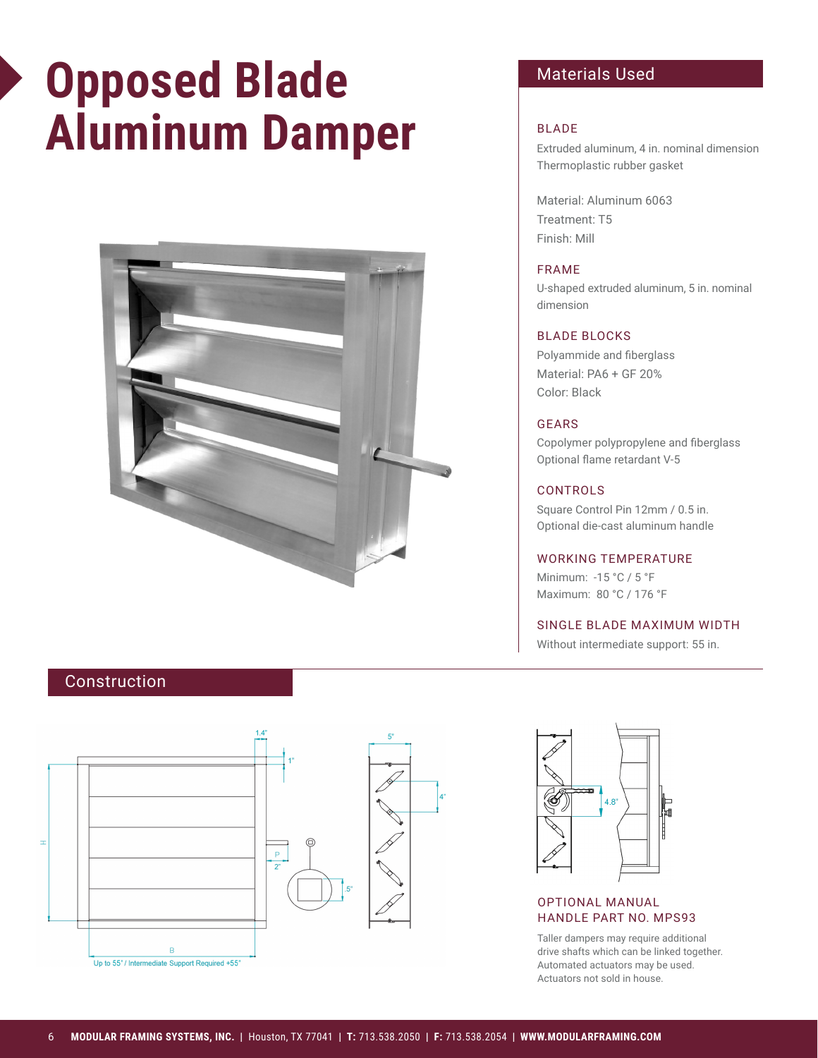# Opposed Blade Aluminum Damper

## Materials Used

### BLADE

Extruded aluminum, 4 in. nominal dimension
Thermoplastic rubber gasket

Material: Aluminum 6063
Treatment: T5
Finish: Mill

### FRAME

U-shaped extruded aluminum, 5 in. nominal dimension

### BLADE BLOCKS

Polyammide and fiberglass
Material: PA6 + GF 20%
Color: Black

### GEARS

Copolymer polypropylene and fiberglass
Optional flame retardant V-5

### CONTROLS

Square Control Pin 12mm / 0.5 in.
Optional die-cast aluminum handle

### WORKING TEMPERATURE

Minimum: -15 °C / 5 °F
Maximum: 80 °C / 176 °F

### SINGLE BLADE MAXIMUM WIDTH

Without intermediate support: 55 in.

## Construction

1.4" 1" 5" 4" H P 2" .5" B

Up to 55" / Intermediate Support Required +55"

4.8"

### OPTIONAL MANUAL HANDLE PART NO. MPS93

Taller dampers may require additional drive shafts which can be linked together. Automated actuators may be used. Actuators not sold in house.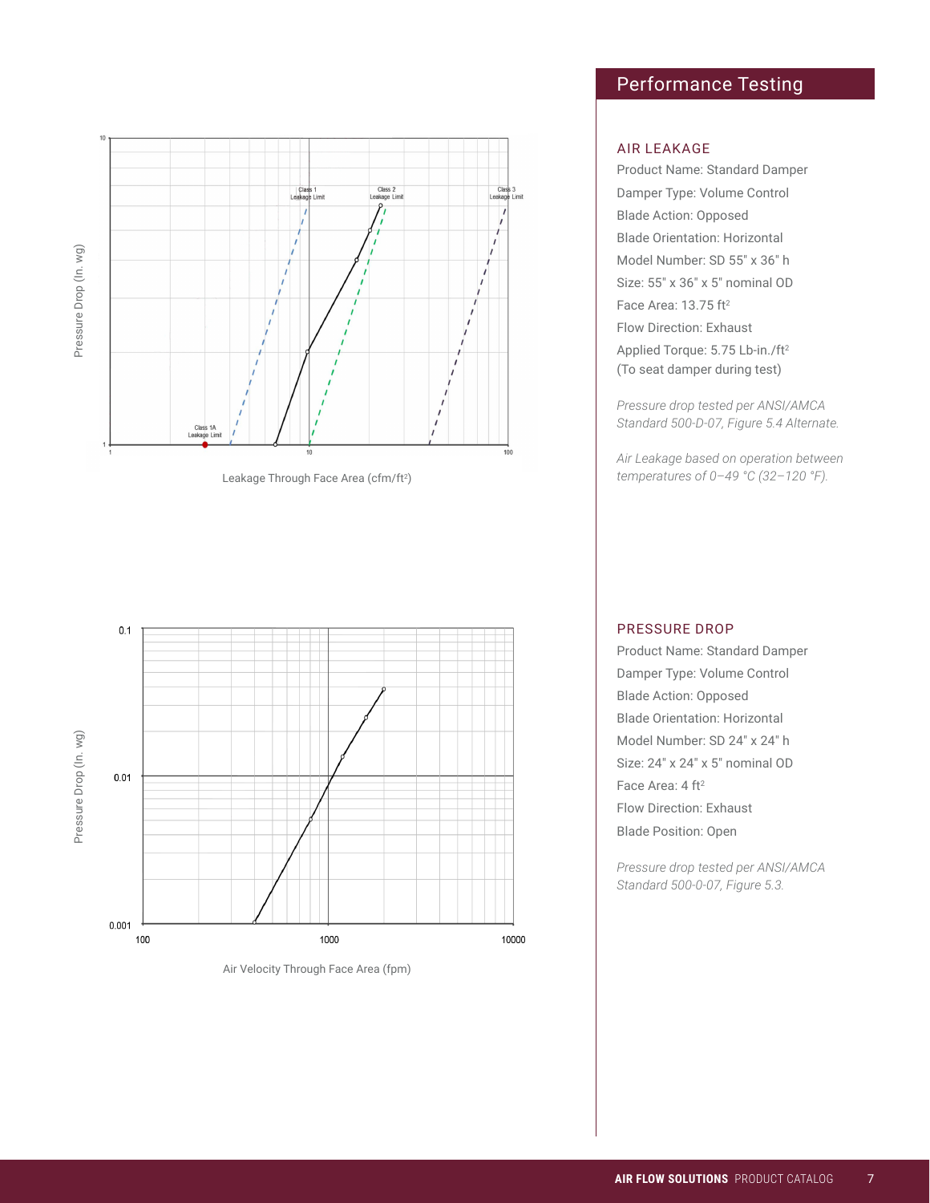Pressure Drop (In. wg)

10

1

Class 1
Leakage Limit

Class 2
Leakage Limit

Class 3
Leakage Limit

Class 1A
Leakage Limit

1

10

100

Leakage Through Face Area (cfm/ft²)

Pressure Drop (In. wg)

0.1

0.01

0.001

100

1000

10000

Air Velocity Through Face Area (fpm)

## Performance Testing

### AIR LEAKAGE

Product Name: Standard Damper
Damper Type: Volume Control
Blade Action: Opposed
Blade Orientation: Horizontal
Model Number: SD 55" x 36" h
Size: 55" x 36" x 5" nominal OD
Face Area: 13.75 $ft^2$
Flow Direction: Exhaust
Applied Torque: 5.75 Lb-in./$ft^2$
(To seat damper during test)

*Pressure drop tested per ANSI/AMCA Standard 500-D-07, Figure 5.4 Alternate.*

*Air Leakage based on operation between temperatures of 0–49 °C (32–120 °F).*

### PRESSURE DROP

Product Name: Standard Damper
Damper Type: Volume Control
Blade Action: Opposed
Blade Orientation: Horizontal
Model Number: SD 24" x 24" h
Size: 24" x 24" x 5" nominal OD
Face Area: 4 $ft^2$
Flow Direction: Exhaust
Blade Position: Open

*Pressure drop tested per ANSI/AMCA Standard 500-0-07, Figure 5.3.*